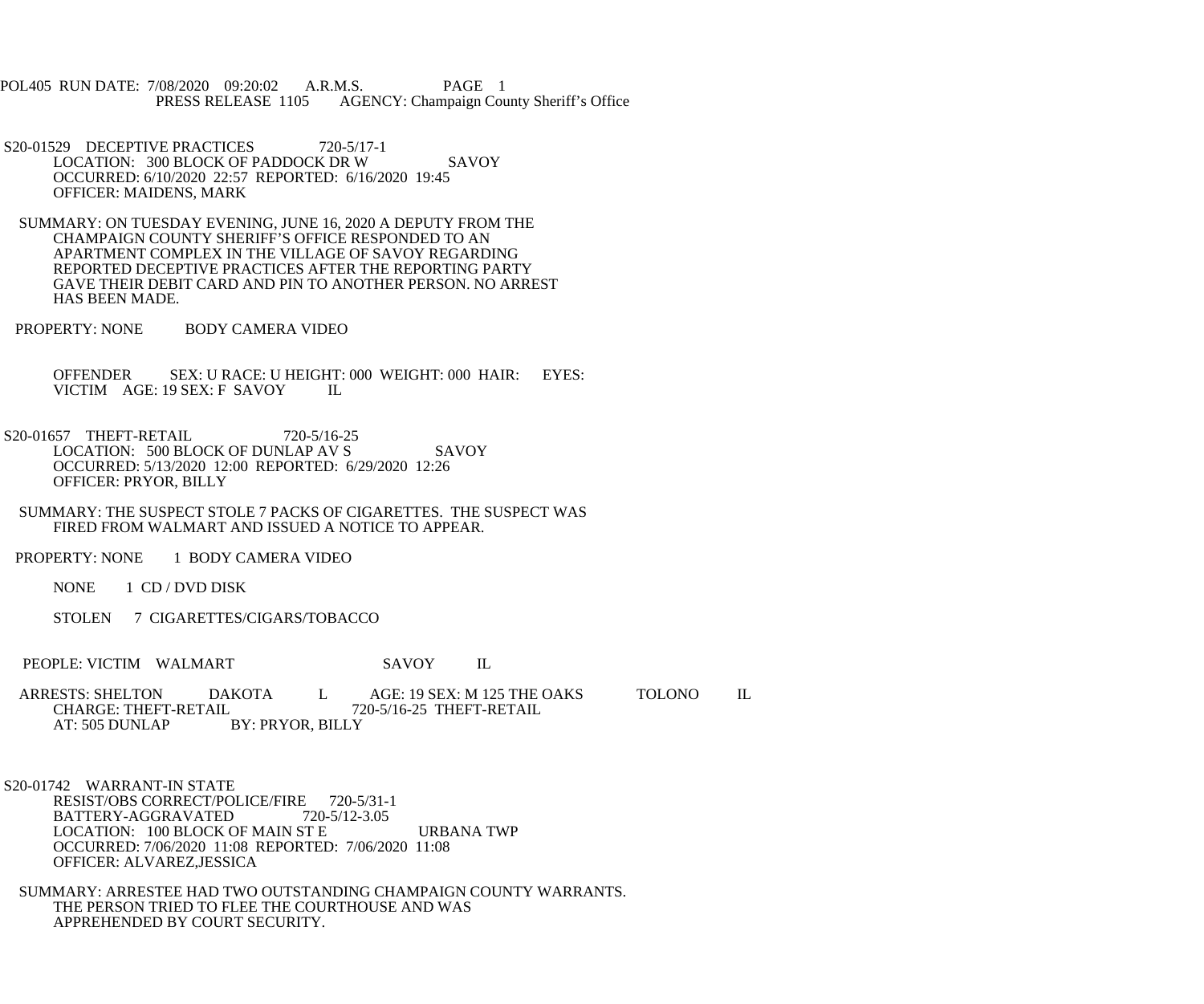POL405 RUN DATE: 7/08/2020 09:20:02 A.R.M.S. PAGE 1
PRESS RELEASE 1105 AGENCY: Champaign County Sheriff's Office

S20-01529 DECEPTIVE PRACTICES 720-5/17-1
LOCATION: 300 BLOCK OF PADDOCK DR W SAVOY
OCCURRED: 6/10/2020 22:57 REPORTED: 6/16/2020 19:45
OFFICER: MAIDENS, MARK

SUMMARY: ON TUESDAY EVENING, JUNE 16, 2020 A DEPUTY FROM THE CHAMPAIGN COUNTY SHERIFF'S OFFICE RESPONDED TO AN APARTMENT COMPLEX IN THE VILLAGE OF SAVOY REGARDING REPORTED DECEPTIVE PRACTICES AFTER THE REPORTING PARTY GAVE THEIR DEBIT CARD AND PIN TO ANOTHER PERSON. NO ARREST HAS BEEN MADE.

PROPERTY: NONE BODY CAMERA VIDEO

OFFENDER SEX: U RACE: U HEIGHT: 000 WEIGHT: 000 HAIR: EYES:
VICTIM AGE: 19 SEX: F SAVOY IL

S20-01657 THEFT-RETAIL 720-5/16-25
LOCATION: 500 BLOCK OF DUNLAP AV S SAVOY
OCCURRED: 5/13/2020 12:00 REPORTED: 6/29/2020 12:26
OFFICER: PRYOR, BILLY

SUMMARY: THE SUSPECT STOLE 7 PACKS OF CIGARETTES. THE SUSPECT WAS FIRED FROM WALMART AND ISSUED A NOTICE TO APPEAR.

PROPERTY: NONE 1 BODY CAMERA VIDEO

NONE 1 CD / DVD DISK

STOLEN 7 CIGARETTES/CIGARS/TOBACCO

PEOPLE: VICTIM WALMART SAVOY IL

ARRESTS: SHELTON DAKOTA L AGE: 19 SEX: M 125 THE OAKS TOLONO IL
CHARGE: THEFT-RETAIL 720-5/16-25 THEFT-RETAIL
AT: 505 DUNLAP BY: PRYOR, BILLY

S20-01742 WARRANT-IN STATE
RESIST/OBS CORRECT/POLICE/FIRE 720-5/31-1
BATTERY-AGGRAVATED 720-5/12-3.05
LOCATION: 100 BLOCK OF MAIN ST E URBANA TWP
OCCURRED: 7/06/2020 11:08 REPORTED: 7/06/2020 11:08
OFFICER: ALVAREZ,JESSICA

SUMMARY: ARRESTEE HAD TWO OUTSTANDING CHAMPAIGN COUNTY WARRANTS. THE PERSON TRIED TO FLEE THE COURTHOUSE AND WAS APPREHENDED BY COURT SECURITY.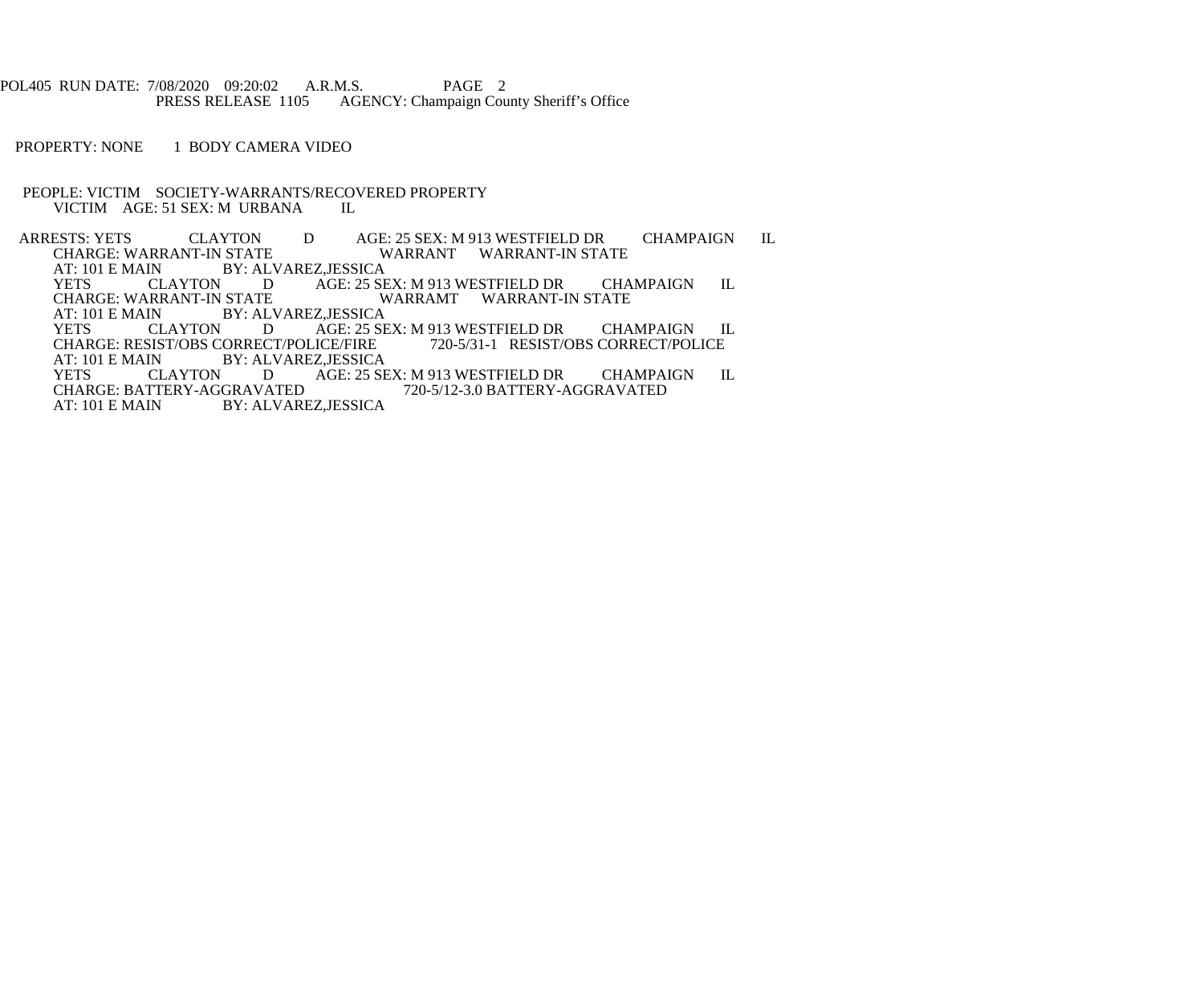POL405 RUN DATE: 7/08/2020 09:20:02 A.R.M.S. PAGE 2
PRESS RELEASE 1105 AGENCY: Champaign County Sheriff's Office

PROPERTY: NONE 1 BODY CAMERA VIDEO

PEOPLE: VICTIM SOCIETY-WARRANTS/RECOVERED PROPERTY
VICTIM AGE: 51 SEX: M URBANA IL

ARRESTS: YETS CLAYTON D AGE: 25 SEX: M 913 WESTFIELD DR CHAMPAIGN IL
CHARGE: WARRANT-IN STATE WARRANT WARRANT-IN STATE
AT: 101 E MAIN BY: ALVAREZ,JESSICA
YETS CLAYTON D AGE: 25 SEX: M 913 WESTFIELD DR CHAMPAIGN IL
CHARGE: WARRANT-IN STATE WARRAMT WARRANT-IN STATE
AT: 101 E MAIN BY: ALVAREZ,JESSICA
YETS CLAYTON D AGE: 25 SEX: M 913 WESTFIELD DR CHAMPAIGN IL
CHARGE: RESIST/OBS CORRECT/POLICE/FIRE 720-5/31-1 RESIST/OBS CORRECT/POLICE
AT: 101 E MAIN BY: ALVAREZ,JESSICA
YETS CLAYTON D AGE: 25 SEX: M 913 WESTFIELD DR CHAMPAIGN IL
CHARGE: BATTERY-AGGRAVATED 720-5/12-3.0 BATTERY-AGGRAVATED
AT: 101 E MAIN BY: ALVAREZ,JESSICA